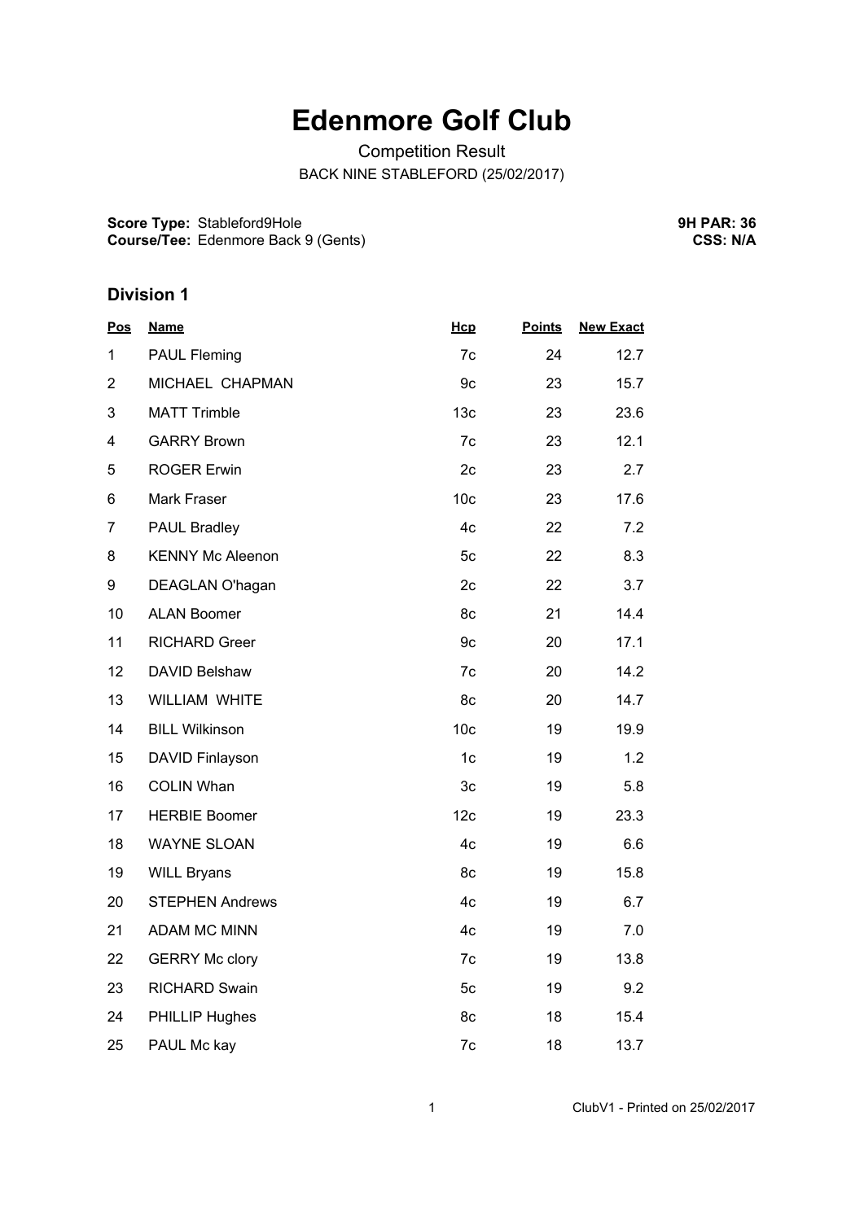# Edenmore Golf Club

Competition Result

BACK NINE STABLEFORD (25/02/2017)

**Score Type:** Stableford9Hole
**Course/Tee:** Edenmore Back 9 (Gents)

**9H PAR: 36**
**CSS: N/A**

## Division 1

| Pos | Name | Hcp | Points | New Exact |
|---|---|---|---|---|
| 1 | PAUL Fleming | 7c | 24 | 12.7 |
| 2 | MICHAEL CHAPMAN | 9c | 23 | 15.7 |
| 3 | MATT Trimble | 13c | 23 | 23.6 |
| 4 | GARRY Brown | 7c | 23 | 12.1 |
| 5 | ROGER Erwin | 2c | 23 | 2.7 |
| 6 | Mark Fraser | 10c | 23 | 17.6 |
| 7 | PAUL Bradley | 4c | 22 | 7.2 |
| 8 | KENNY Mc Aleenon | 5c | 22 | 8.3 |
| 9 | DEAGLAN O'hagan | 2c | 22 | 3.7 |
| 10 | ALAN Boomer | 8c | 21 | 14.4 |
| 11 | RICHARD Greer | 9c | 20 | 17.1 |
| 12 | DAVID Belshaw | 7c | 20 | 14.2 |
| 13 | WILLIAM WHITE | 8c | 20 | 14.7 |
| 14 | BILL Wilkinson | 10c | 19 | 19.9 |
| 15 | DAVID Finlayson | 1c | 19 | 1.2 |
| 16 | COLIN Whan | 3c | 19 | 5.8 |
| 17 | HERBIE Boomer | 12c | 19 | 23.3 |
| 18 | WAYNE SLOAN | 4c | 19 | 6.6 |
| 19 | WILL Bryans | 8c | 19 | 15.8 |
| 20 | STEPHEN Andrews | 4c | 19 | 6.7 |
| 21 | ADAM MC MINN | 4c | 19 | 7.0 |
| 22 | GERRY Mc clory | 7c | 19 | 13.8 |
| 23 | RICHARD Swain | 5c | 19 | 9.2 |
| 24 | PHILLIP Hughes | 8c | 18 | 15.4 |
| 25 | PAUL Mc kay | 7c | 18 | 13.7 |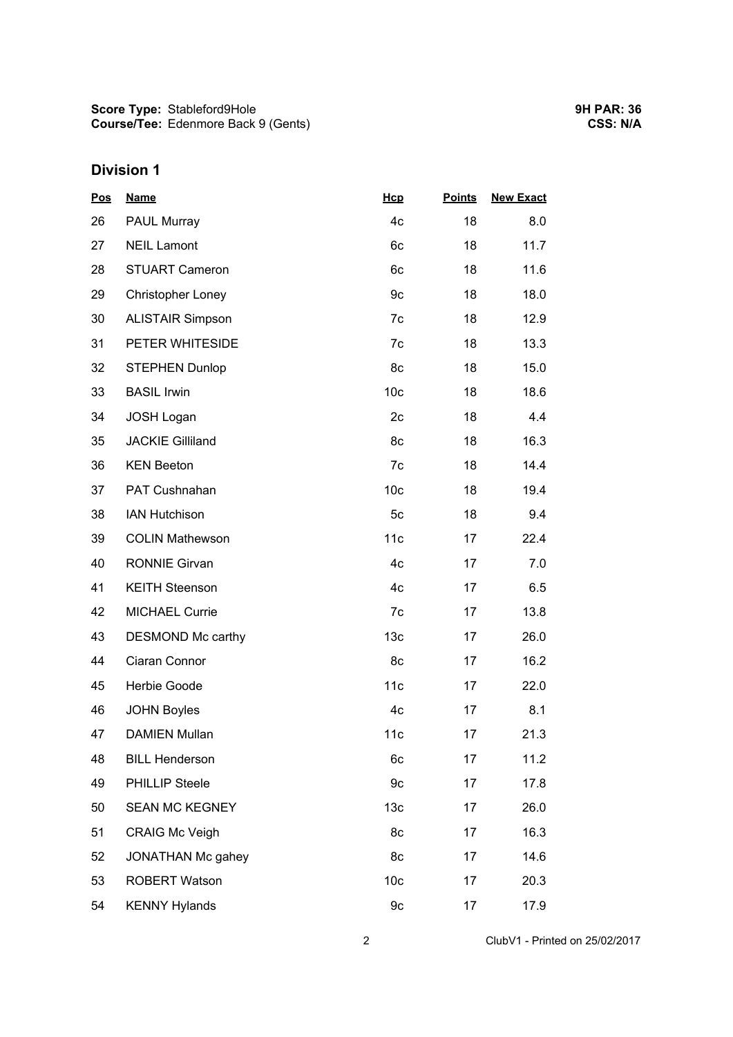**Score Type:** Stableford9Hole
**Course/Tee:** Edenmore Back 9 (Gents)

**9H PAR: 36**
**CSS: N/A**

## Division 1

| Pos | Name | Hcp | Points | New Exact |
|---|---|---|---|---|
| 26 | PAUL Murray | 4c | 18 | 8.0 |
| 27 | NEIL Lamont | 6c | 18 | 11.7 |
| 28 | STUART Cameron | 6c | 18 | 11.6 |
| 29 | Christopher Loney | 9c | 18 | 18.0 |
| 30 | ALISTAIR Simpson | 7c | 18 | 12.9 |
| 31 | PETER WHITESIDE | 7c | 18 | 13.3 |
| 32 | STEPHEN Dunlop | 8c | 18 | 15.0 |
| 33 | BASIL Irwin | 10c | 18 | 18.6 |
| 34 | JOSH Logan | 2c | 18 | 4.4 |
| 35 | JACKIE Gilliland | 8c | 18 | 16.3 |
| 36 | KEN Beeton | 7c | 18 | 14.4 |
| 37 | PAT Cushnahan | 10c | 18 | 19.4 |
| 38 | IAN Hutchison | 5c | 18 | 9.4 |
| 39 | COLIN Mathewson | 11c | 17 | 22.4 |
| 40 | RONNIE Girvan | 4c | 17 | 7.0 |
| 41 | KEITH Steenson | 4c | 17 | 6.5 |
| 42 | MICHAEL Currie | 7c | 17 | 13.8 |
| 43 | DESMOND Mc carthy | 13c | 17 | 26.0 |
| 44 | Ciaran Connor | 8c | 17 | 16.2 |
| 45 | Herbie Goode | 11c | 17 | 22.0 |
| 46 | JOHN Boyles | 4c | 17 | 8.1 |
| 47 | DAMIEN Mullan | 11c | 17 | 21.3 |
| 48 | BILL Henderson | 6c | 17 | 11.2 |
| 49 | PHILLIP Steele | 9c | 17 | 17.8 |
| 50 | SEAN MC KEGNEY | 13c | 17 | 26.0 |
| 51 | CRAIG Mc Veigh | 8c | 17 | 16.3 |
| 52 | JONATHAN Mc gahey | 8c | 17 | 14.6 |
| 53 | ROBERT Watson | 10c | 17 | 20.3 |
| 54 | KENNY Hylands | 9c | 17 | 17.9 |

ClubV1 - Printed on 25/02/2017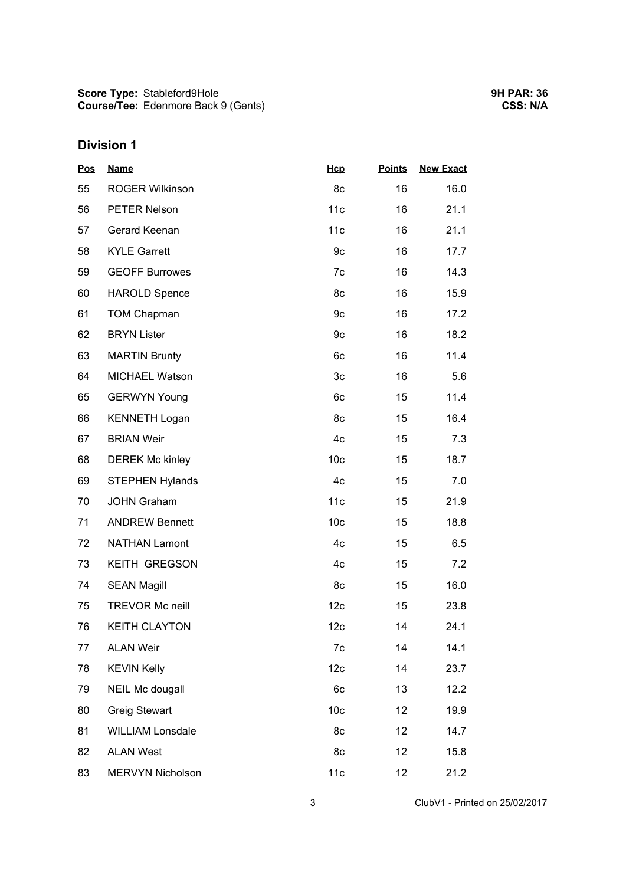**Score Type:** Stableford9Hole
**Course/Tee:** Edenmore Back 9 (Gents)

**9H PAR: 36**
**CSS: N/A**

## Division 1

| Pos | Name | Hcp | Points | New Exact |
|---|---|---|---|---|
| 55 | ROGER Wilkinson | 8c | 16 | 16.0 |
| 56 | PETER Nelson | 11c | 16 | 21.1 |
| 57 | Gerard Keenan | 11c | 16 | 21.1 |
| 58 | KYLE Garrett | 9c | 16 | 17.7 |
| 59 | GEOFF Burrowes | 7c | 16 | 14.3 |
| 60 | HAROLD Spence | 8c | 16 | 15.9 |
| 61 | TOM Chapman | 9c | 16 | 17.2 |
| 62 | BRYN Lister | 9c | 16 | 18.2 |
| 63 | MARTIN Brunty | 6c | 16 | 11.4 |
| 64 | MICHAEL Watson | 3c | 16 | 5.6 |
| 65 | GERWYN Young | 6c | 15 | 11.4 |
| 66 | KENNETH Logan | 8c | 15 | 16.4 |
| 67 | BRIAN Weir | 4c | 15 | 7.3 |
| 68 | DEREK Mc kinley | 10c | 15 | 18.7 |
| 69 | STEPHEN Hylands | 4c | 15 | 7.0 |
| 70 | JOHN Graham | 11c | 15 | 21.9 |
| 71 | ANDREW Bennett | 10c | 15 | 18.8 |
| 72 | NATHAN Lamont | 4c | 15 | 6.5 |
| 73 | KEITH GREGSON | 4c | 15 | 7.2 |
| 74 | SEAN Magill | 8c | 15 | 16.0 |
| 75 | TREVOR Mc neill | 12c | 15 | 23.8 |
| 76 | KEITH CLAYTON | 12c | 14 | 24.1 |
| 77 | ALAN Weir | 7c | 14 | 14.1 |
| 78 | KEVIN Kelly | 12c | 14 | 23.7 |
| 79 | NEIL Mc dougall | 6c | 13 | 12.2 |
| 80 | Greig Stewart | 10c | 12 | 19.9 |
| 81 | WILLIAM Lonsdale | 8c | 12 | 14.7 |
| 82 | ALAN West | 8c | 12 | 15.8 |
| 83 | MERVYN Nicholson | 11c | 12 | 21.2 |

ClubV1 - Printed on 25/02/2017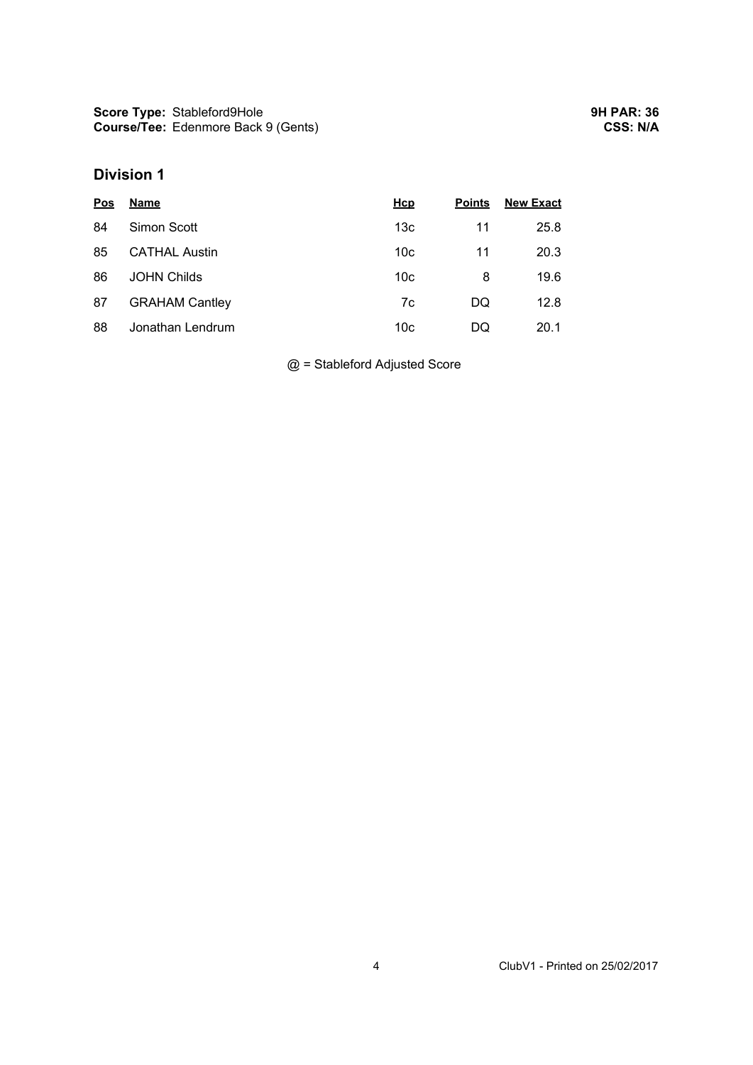**Score Type:** Stableford9Hole
**Course/Tee:** Edenmore Back 9 (Gents)

**9H PAR: 36**
**CSS: N/A**

## Division 1

| Pos | Name | Hcp | Points | New Exact |
|---|---|---|---|---|
| 84 | Simon Scott | 13c | 11 | 25.8 |
| 85 | CATHAL Austin | 10c | 11 | 20.3 |
| 86 | JOHN Childs | 10c | 8 | 19.6 |
| 87 | GRAHAM Cantley | 7c | DQ | 12.8 |
| 88 | Jonathan Lendrum | 10c | DQ | 20.1 |

@ = Stableford Adjusted Score

ClubV1 - Printed on 25/02/2017